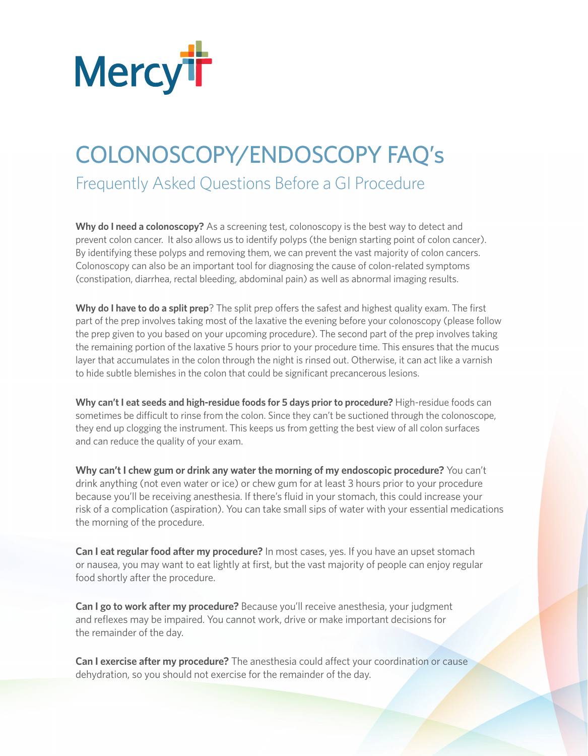Mercy

# COLONOSCOPY/ENDOSCOPY FAQ's

## Frequently Asked Questions Before a GI Procedure

**Why do I need a colonoscopy?** As a screening test, colonoscopy is the best way to detect and prevent colon cancer. It also allows us to identify polyps (the benign starting point of colon cancer). By identifying these polyps and removing them, we can prevent the vast majority of colon cancers. Colonoscopy can also be an important tool for diagnosing the cause of colon-related symptoms (constipation, diarrhea, rectal bleeding, abdominal pain) as well as abnormal imaging results.

**Why do I have to do a split prep**? The split prep offers the safest and highest quality exam. The first part of the prep involves taking most of the laxative the evening before your colonoscopy (please follow the prep given to you based on your upcoming procedure). The second part of the prep involves taking the remaining portion of the laxative 5 hours prior to your procedure time. This ensures that the mucus layer that accumulates in the colon through the night is rinsed out. Otherwise, it can act like a varnish to hide subtle blemishes in the colon that could be significant precancerous lesions.

**Why can't I eat seeds and high-residue foods for 5 days prior to procedure?** High-residue foods can sometimes be difficult to rinse from the colon. Since they can't be suctioned through the colonoscope, they end up clogging the instrument. This keeps us from getting the best view of all colon surfaces and can reduce the quality of your exam.

**Why can't I chew gum or drink any water the morning of my endoscopic procedure?** You can't drink anything (not even water or ice) or chew gum for at least 3 hours prior to your procedure because you'll be receiving anesthesia. If there's fluid in your stomach, this could increase your risk of a complication (aspiration). You can take small sips of water with your essential medications the morning of the procedure.

**Can I eat regular food after my procedure?** In most cases, yes. If you have an upset stomach or nausea, you may want to eat lightly at first, but the vast majority of people can enjoy regular food shortly after the procedure.

**Can I go to work after my procedure?** Because you'll receive anesthesia, your judgment and reflexes may be impaired. You cannot work, drive or make important decisions for the remainder of the day.

**Can I exercise after my procedure?** The anesthesia could affect your coordination or cause dehydration, so you should not exercise for the remainder of the day.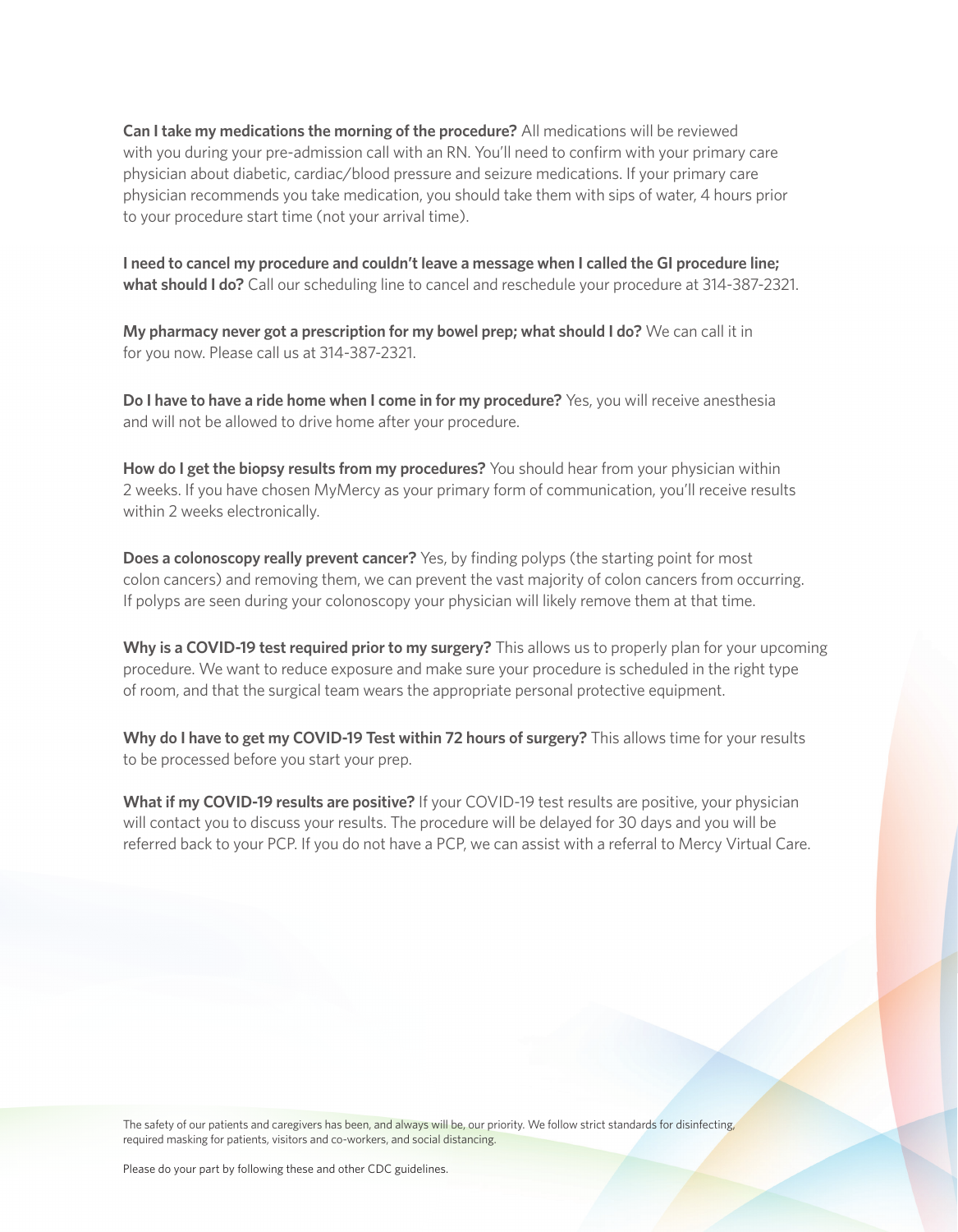**Can I take my medications the morning of the procedure?** All medications will be reviewed with you during your pre-admission call with an RN. You'll need to confirm with your primary care physician about diabetic, cardiac/blood pressure and seizure medications. If your primary care physician recommends you take medication, you should take them with sips of water, 4 hours prior to your procedure start time (not your arrival time).

**I need to cancel my procedure and couldn't leave a message when I called the GI procedure line; what should I do?** Call our scheduling line to cancel and reschedule your procedure at 314-387-2321.

**My pharmacy never got a prescription for my bowel prep; what should I do?** We can call it in for you now. Please call us at 314-387-2321.

**Do I have to have a ride home when I come in for my procedure?** Yes, you will receive anesthesia and will not be allowed to drive home after your procedure.

**How do I get the biopsy results from my procedures?** You should hear from your physician within 2 weeks. If you have chosen MyMercy as your primary form of communication, you'll receive results within 2 weeks electronically.

**Does a colonoscopy really prevent cancer?** Yes, by finding polyps (the starting point for most colon cancers) and removing them, we can prevent the vast majority of colon cancers from occurring. If polyps are seen during your colonoscopy your physician will likely remove them at that time.

**Why is a COVID-19 test required prior to my surgery?** This allows us to properly plan for your upcoming procedure. We want to reduce exposure and make sure your procedure is scheduled in the right type of room, and that the surgical team wears the appropriate personal protective equipment.

**Why do I have to get my COVID-19 Test within 72 hours of surgery?** This allows time for your results to be processed before you start your prep.

**What if my COVID-19 results are positive?** If your COVID-19 test results are positive, your physician will contact you to discuss your results. The procedure will be delayed for 30 days and you will be referred back to your PCP. If you do not have a PCP, we can assist with a referral to Mercy Virtual Care.

The safety of our patients and caregivers has been, and always will be, our priority. We follow strict standards for disinfecting, required masking for patients, visitors and co-workers, and social distancing.

Please do your part by following these and other CDC guidelines.